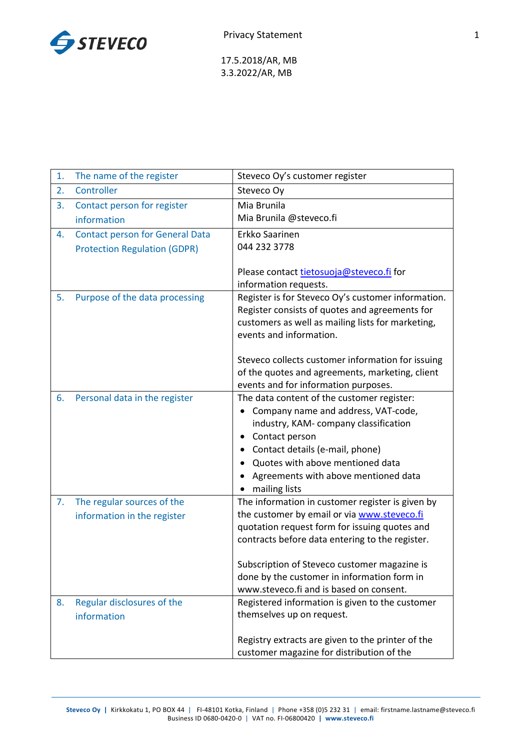STEVECO

Privacy Statement

17.5.2018/AR, MB
3.3.2022/AR, MB

| | | |
|---|---|---|
| 1. | The name of the register | Steveco Oy's customer register |
| 2. | Controller | Steveco Oy |
| 3. | Contact person for register information | Mia Brunila<br>Mia Brunila @steveco.fi |
| 4. | Contact person for General Data Protection Regulation (GDPR) | Erkko Saarinen<br>044 232 3778<br><br>Please contact tietosuoja@steveco.fi for information requests. |
| 5. | Purpose of the data processing | Register is for Steveco Oy's customer information. Register consists of quotes and agreements for customers as well as mailing lists for marketing, events and information.<br><br>Steveco collects customer information for issuing of the quotes and agreements, marketing, client events and for information purposes. |
| 6. | Personal data in the register | The data content of the customer register:<br>• Company name and address, VAT-code, industry, KAM- company classification<br>• Contact person<br>• Contact details (e-mail, phone)<br>• Quotes with above mentioned data<br>• Agreements with above mentioned data<br>• mailing lists |
| 7. | The regular sources of the information in the register | The information in customer register is given by the customer by email or via www.steveco.fi quotation request form for issuing quotes and contracts before data entering to the register.<br><br>Subscription of Steveco customer magazine is done by the customer in information form in www.steveco.fi and is based on consent. |
| 8. | Regular disclosures of the information | Registered information is given to the customer themselves up on request.<br><br>Registry extracts are given to the printer of the customer magazine for distribution of the |

Steveco Oy | Kirkkokatu 1, PO BOX 44 | FI-48101 Kotka, Finland | Phone +358 (0)5 232 31 | email: firstname.lastname@steveco.fi
Business ID 0680-0420-0 | VAT no. FI-06800420 | www.steveco.fi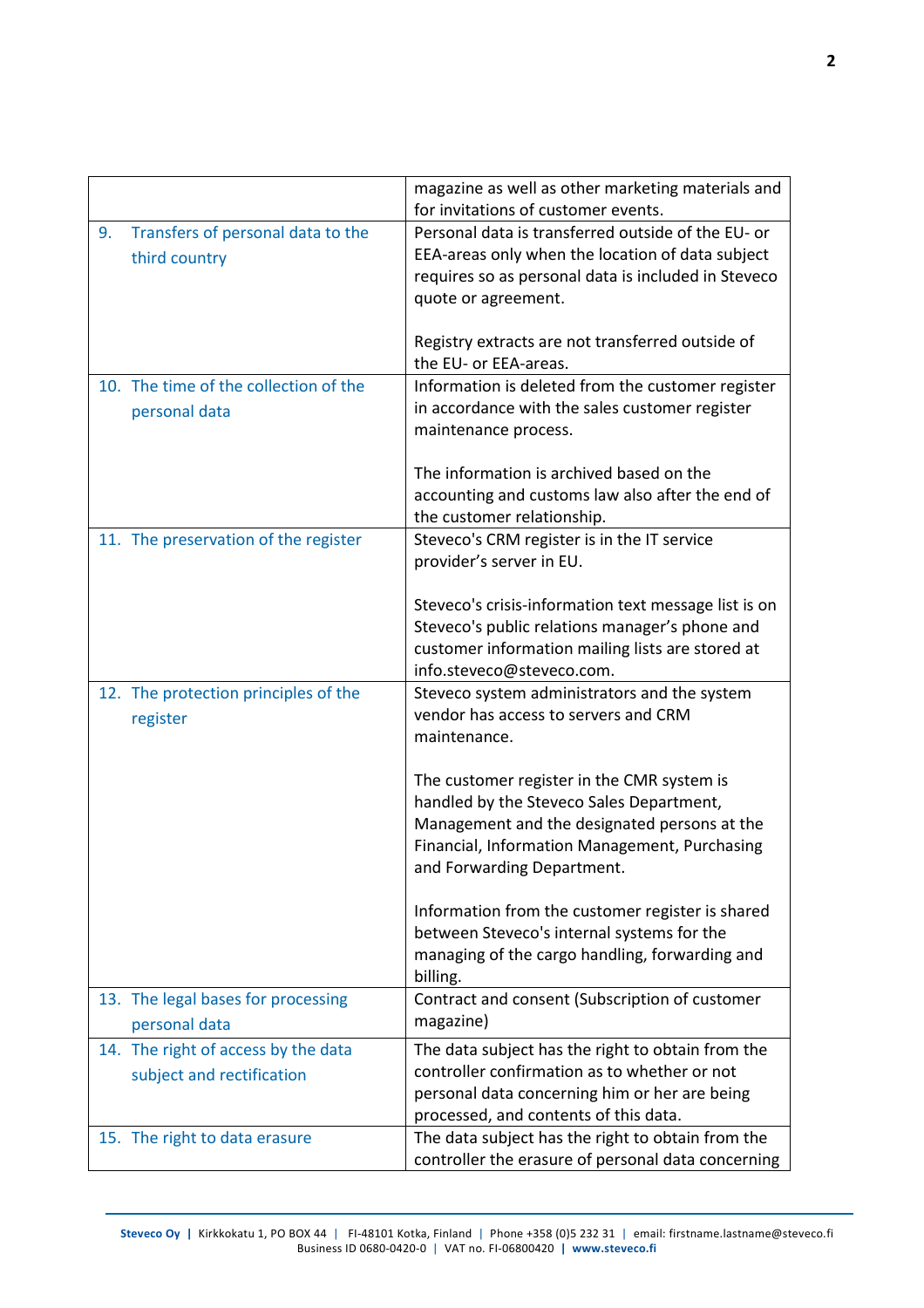| | |
|---|---|
| | magazine as well as other marketing materials and for invitations of customer events. |
| 9. Transfers of personal data to the third country | Personal data is transferred outside of the EU- or EEA-areas only when the location of data subject requires so as personal data is included in Steveco quote or agreement.<br><br>Registry extracts are not transferred outside of the EU- or EEA-areas. |
| 10. The time of the collection of the personal data | Information is deleted from the customer register in accordance with the sales customer register maintenance process.<br><br>The information is archived based on the accounting and customs law also after the end of the customer relationship. |
| 11. The preservation of the register | Steveco's CRM register is in the IT service provider's server in EU.<br><br>Steveco's crisis-information text message list is on Steveco's public relations manager's phone and customer information mailing lists are stored at info.steveco@steveco.com. |
| 12. The protection principles of the register | Steveco system administrators and the system vendor has access to servers and CRM maintenance.<br><br>The customer register in the CMR system is handled by the Steveco Sales Department, Management and the designated persons at the Financial, Information Management, Purchasing and Forwarding Department.<br><br>Information from the customer register is shared between Steveco's internal systems for the managing of the cargo handling, forwarding and billing. |
| 13. The legal bases for processing personal data | Contract and consent (Subscription of customer magazine) |
| 14. The right of access by the data subject and rectification | The data subject has the right to obtain from the controller confirmation as to whether or not personal data concerning him or her are being processed, and contents of this data. |
| 15. The right to data erasure | The data subject has the right to obtain from the controller the erasure of personal data concerning |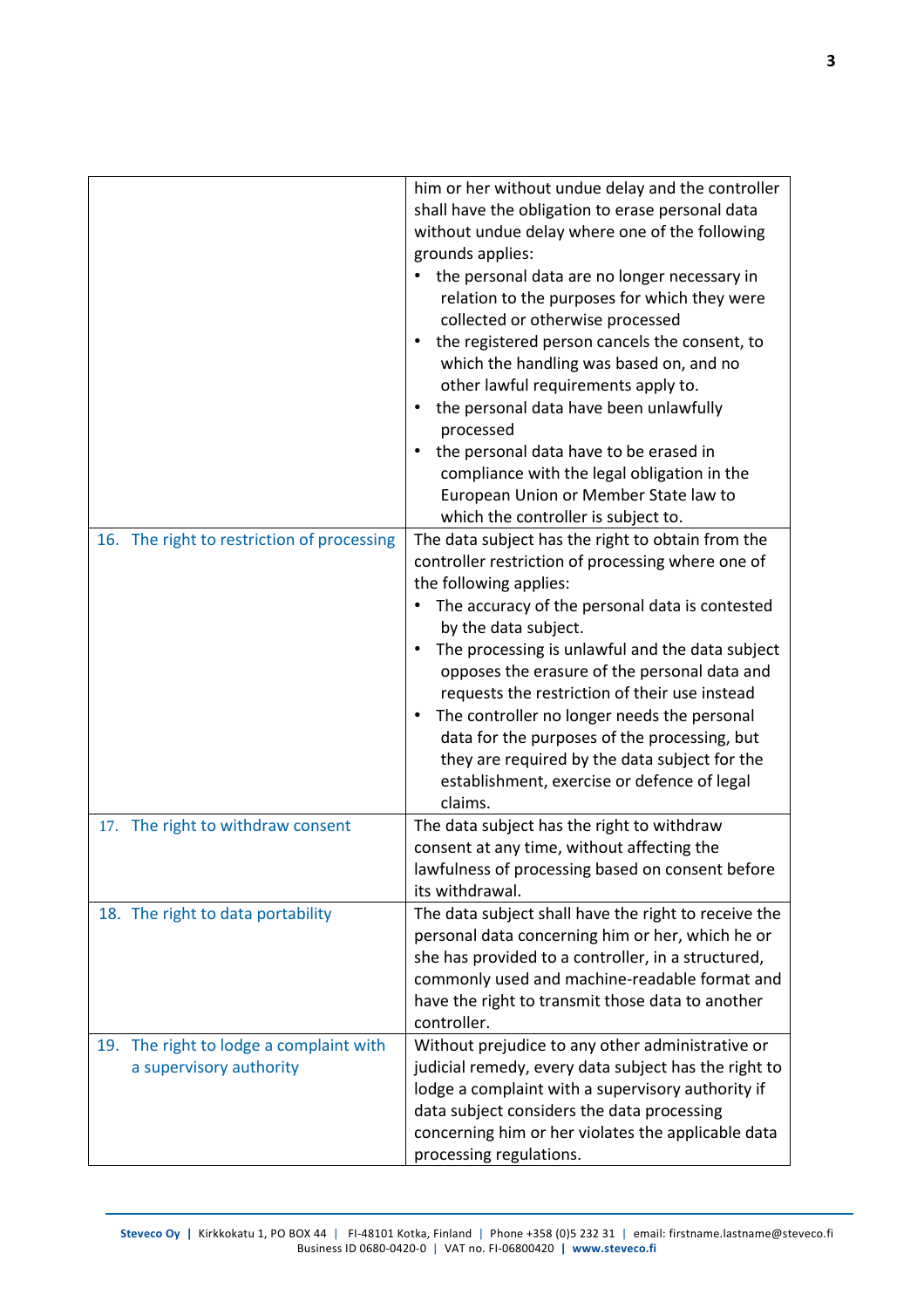| | |
|---|---|
| | him or her without undue delay and the controller shall have the obligation to erase personal data without undue delay where one of the following grounds applies:<br>• the personal data are no longer necessary in relation to the purposes for which they were collected or otherwise processed<br>• the registered person cancels the consent, to which the handling was based on, and no other lawful requirements apply to.<br>• the personal data have been unlawfully processed<br>• the personal data have to be erased in compliance with the legal obligation in the European Union or Member State law to which the controller is subject to. |
| 16. The right to restriction of processing | The data subject has the right to obtain from the controller restriction of processing where one of the following applies:<br>• The accuracy of the personal data is contested by the data subject.<br>• The processing is unlawful and the data subject opposes the erasure of the personal data and requests the restriction of their use instead<br>• The controller no longer needs the personal data for the purposes of the processing, but they are required by the data subject for the establishment, exercise or defence of legal claims. |
| 17. The right to withdraw consent | The data subject has the right to withdraw consent at any time, without affecting the lawfulness of processing based on consent before its withdrawal. |
| 18. The right to data portability | The data subject shall have the right to receive the personal data concerning him or her, which he or she has provided to a controller, in a structured, commonly used and machine-readable format and have the right to transmit those data to another controller. |
| 19. The right to lodge a complaint with a supervisory authority | Without prejudice to any other administrative or judicial remedy, every data subject has the right to lodge a complaint with a supervisory authority if data subject considers the data processing concerning him or her violates the applicable data processing regulations. |